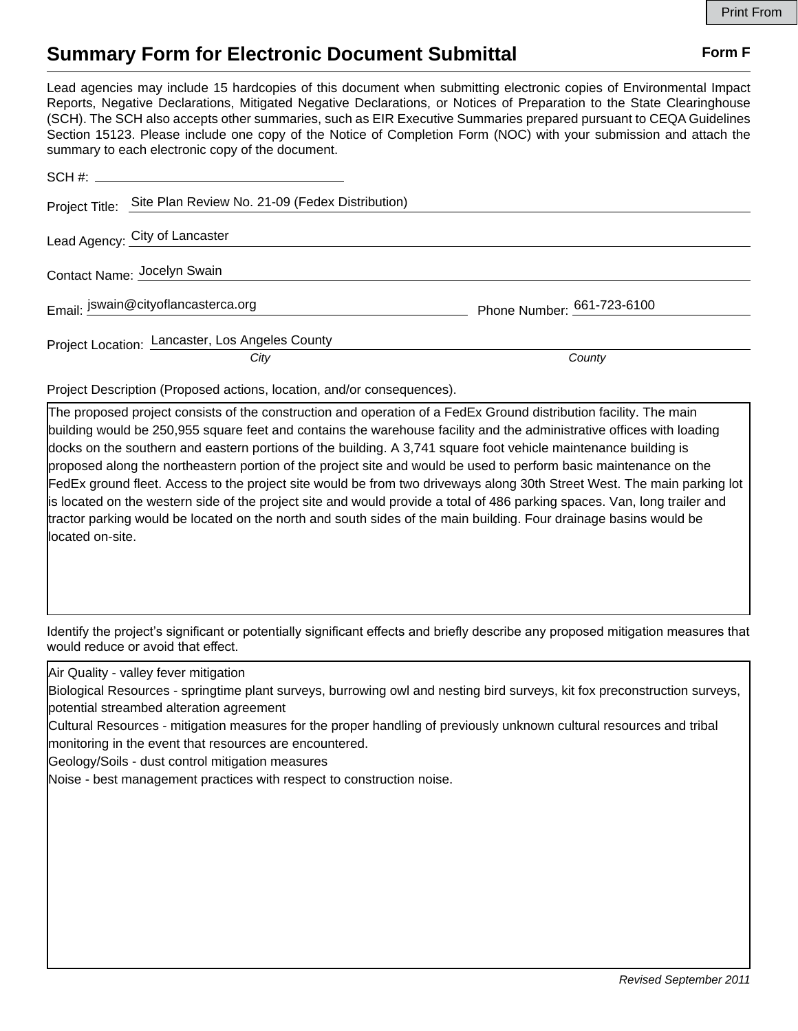Print From

# Summary Form for Electronic Document Submittal

**Form F**

Lead agencies may include 15 hardcopies of this document when submitting electronic copies of Environmental Impact Reports, Negative Declarations, Mitigated Negative Declarations, or Notices of Preparation to the State Clearinghouse (SCH). The SCH also accepts other summaries, such as EIR Executive Summaries prepared pursuant to CEQA Guidelines Section 15123. Please include one copy of the Notice of Completion Form (NOC) with your submission and attach the summary to each electronic copy of the document.

SCH #:

Project Title: Site Plan Review No. 21-09 (Fedex Distribution)

Lead Agency: City of Lancaster

Contact Name: Jocelyn Swain

Email: jswain@cityoflancasterca.org

Phone Number: 661-723-6100

Project Location: Lancaster, Los Angeles County

*City* *County*

Project Description (Proposed actions, location, and/or consequences).

The proposed project consists of the construction and operation of a FedEx Ground distribution facility. The main building would be 250,955 square feet and contains the warehouse facility and the administrative offices with loading docks on the southern and eastern portions of the building. A 3,741 square foot vehicle maintenance building is proposed along the northeastern portion of the project site and would be used to perform basic maintenance on the FedEx ground fleet. Access to the project site would be from two driveways along 30th Street West. The main parking lot is located on the western side of the project site and would provide a total of 486 parking spaces. Van, long trailer and tractor parking would be located on the north and south sides of the main building. Four drainage basins would be located on-site.

Identify the project's significant or potentially significant effects and briefly describe any proposed mitigation measures that would reduce or avoid that effect.

Air Quality - valley fever mitigation
Biological Resources - springtime plant surveys, burrowing owl and nesting bird surveys, kit fox preconstruction surveys, potential streambed alteration agreement
Cultural Resources - mitigation measures for the proper handling of previously unknown cultural resources and tribal monitoring in the event that resources are encountered.
Geology/Soils - dust control mitigation measures
Noise - best management practices with respect to construction noise.

*Revised September 2011*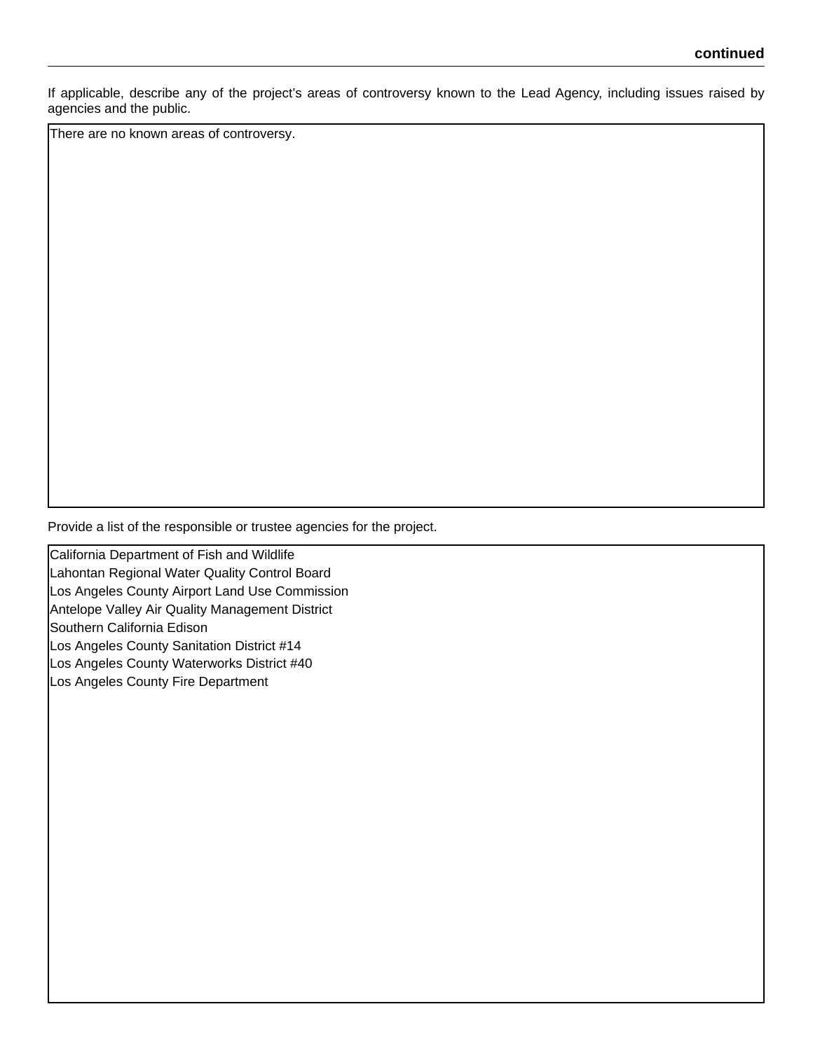**continued**

If applicable, describe any of the project's areas of controversy known to the Lead Agency, including issues raised by agencies and the public.

There are no known areas of controversy.

Provide a list of the responsible or trustee agencies for the project.

California Department of Fish and Wildlife
Lahontan Regional Water Quality Control Board
Los Angeles County Airport Land Use Commission
Antelope Valley Air Quality Management District
Southern California Edison
Los Angeles County Sanitation District #14
Los Angeles County Waterworks District #40
Los Angeles County Fire Department